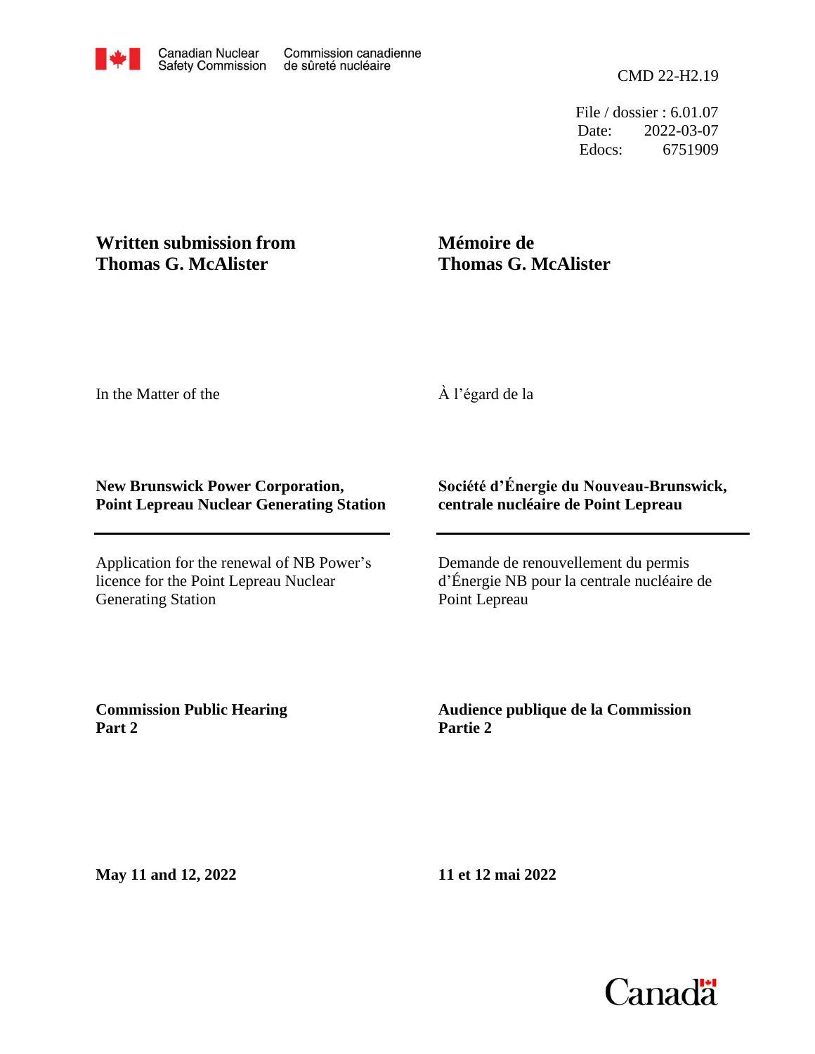Canadian Nuclear Safety Commission | Commission canadienne de sûreté nucléaire

CMD 22-H2.19

File / dossier : 6.01.07
Date: 2022-03-07
Edocs: 6751909

**Written submission from Thomas G. McAlister**

**Mémoire de Thomas G. McAlister**

In the Matter of the

À l'égard de la

**New Brunswick Power Corporation, Point Lepreau Nuclear Generating Station**

**Société d'Énergie du Nouveau-Brunswick, centrale nucléaire de Point Lepreau**

Application for the renewal of NB Power's licence for the Point Lepreau Nuclear Generating Station

Demande de renouvellement du permis d'Énergie NB pour la centrale nucléaire de Point Lepreau

**Commission Public Hearing Part 2**

**Audience publique de la Commission Partie 2**

**May 11 and 12, 2022**

**11 et 12 mai 2022**

Canada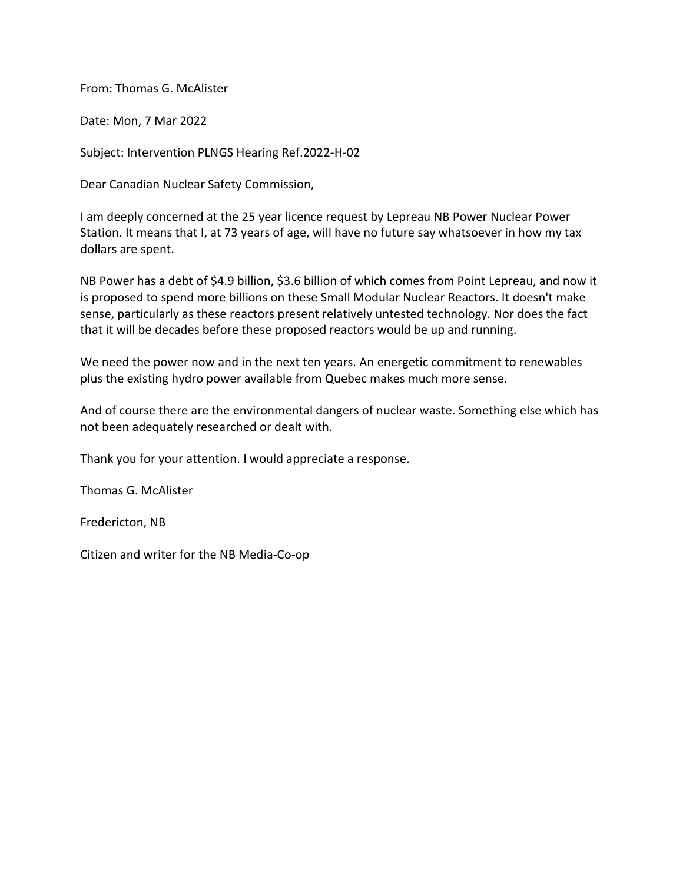From: Thomas G. McAlister

Date: Mon, 7 Mar 2022

Subject: Intervention PLNGS Hearing Ref.2022-H-02

Dear Canadian Nuclear Safety Commission,

I am deeply concerned at the 25 year licence request by Lepreau NB Power Nuclear Power Station. It means that I, at 73 years of age, will have no future say whatsoever in how my tax dollars are spent.

NB Power has a debt of $4.9 billion, $3.6 billion of which comes from Point Lepreau, and now it is proposed to spend more billions on these Small Modular Nuclear Reactors. It doesn't make sense, particularly as these reactors present relatively untested technology. Nor does the fact that it will be decades before these proposed reactors would be up and running.

We need the power now and in the next ten years. An energetic commitment to renewables plus the existing hydro power available from Quebec makes much more sense.

And of course there are the environmental dangers of nuclear waste. Something else which has not been adequately researched or dealt with.

Thank you for your attention. I would appreciate a response.

Thomas G. McAlister

Fredericton, NB

Citizen and writer for the NB Media-Co-op